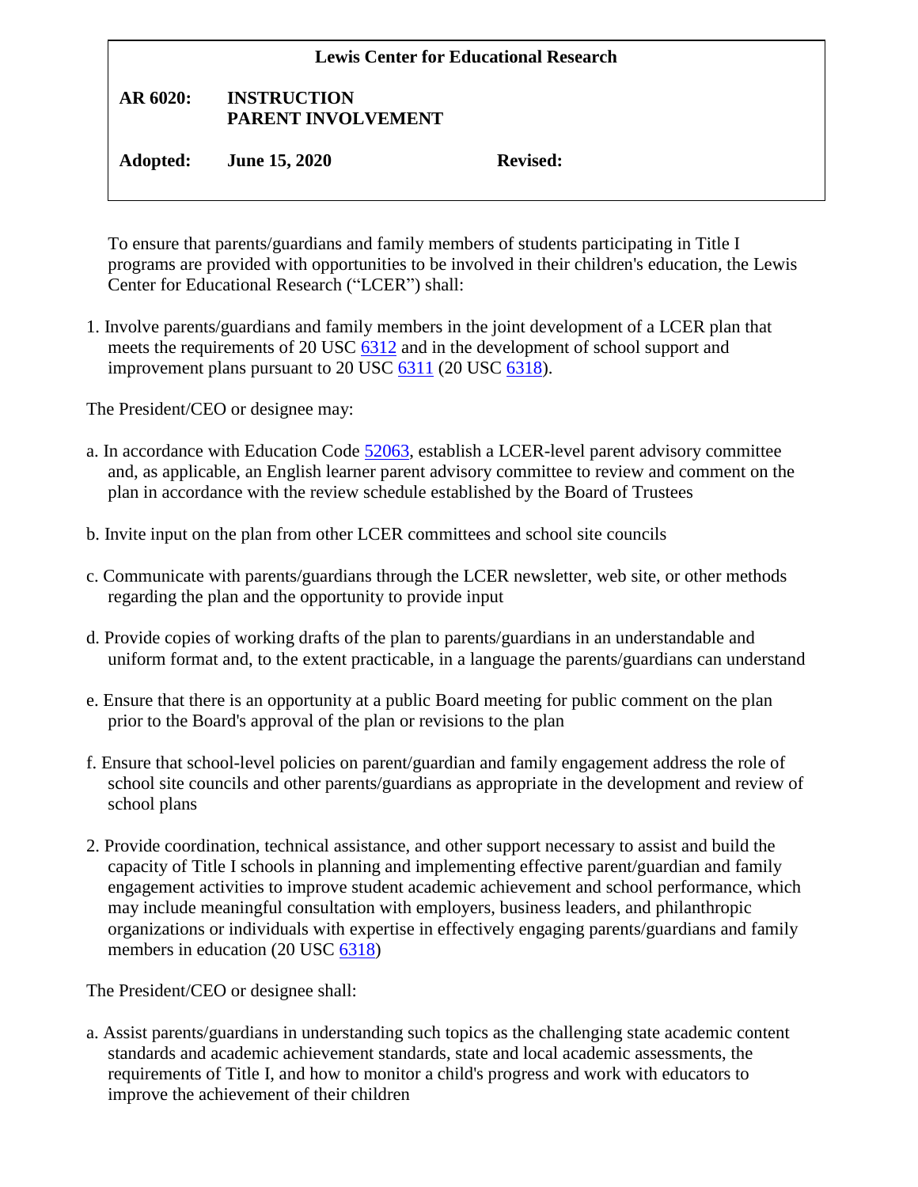**Lewis Center for Educational Research**

**AR 6020: INSTRUCTION**
**PARENT INVOLVEMENT**

**Adopted:** **June 15, 2020** **Revised:**

To ensure that parents/guardians and family members of students participating in Title I programs are provided with opportunities to be involved in their children's education, the Lewis Center for Educational Research ("LCER") shall:

1. Involve parents/guardians and family members in the joint development of a LCER plan that meets the requirements of 20 USC 6312 and in the development of school support and improvement plans pursuant to 20 USC 6311 (20 USC 6318).

The President/CEO or designee may:

a. In accordance with Education Code 52063, establish a LCER-level parent advisory committee and, as applicable, an English learner parent advisory committee to review and comment on the plan in accordance with the review schedule established by the Board of Trustees

b. Invite input on the plan from other LCER committees and school site councils

c. Communicate with parents/guardians through the LCER newsletter, web site, or other methods regarding the plan and the opportunity to provide input

d. Provide copies of working drafts of the plan to parents/guardians in an understandable and uniform format and, to the extent practicable, in a language the parents/guardians can understand

e. Ensure that there is an opportunity at a public Board meeting for public comment on the plan prior to the Board's approval of the plan or revisions to the plan

f. Ensure that school-level policies on parent/guardian and family engagement address the role of school site councils and other parents/guardians as appropriate in the development and review of school plans

2. Provide coordination, technical assistance, and other support necessary to assist and build the capacity of Title I schools in planning and implementing effective parent/guardian and family engagement activities to improve student academic achievement and school performance, which may include meaningful consultation with employers, business leaders, and philanthropic organizations or individuals with expertise in effectively engaging parents/guardians and family members in education (20 USC 6318)

The President/CEO or designee shall:

a. Assist parents/guardians in understanding such topics as the challenging state academic content standards and academic achievement standards, state and local academic assessments, the requirements of Title I, and how to monitor a child's progress and work with educators to improve the achievement of their children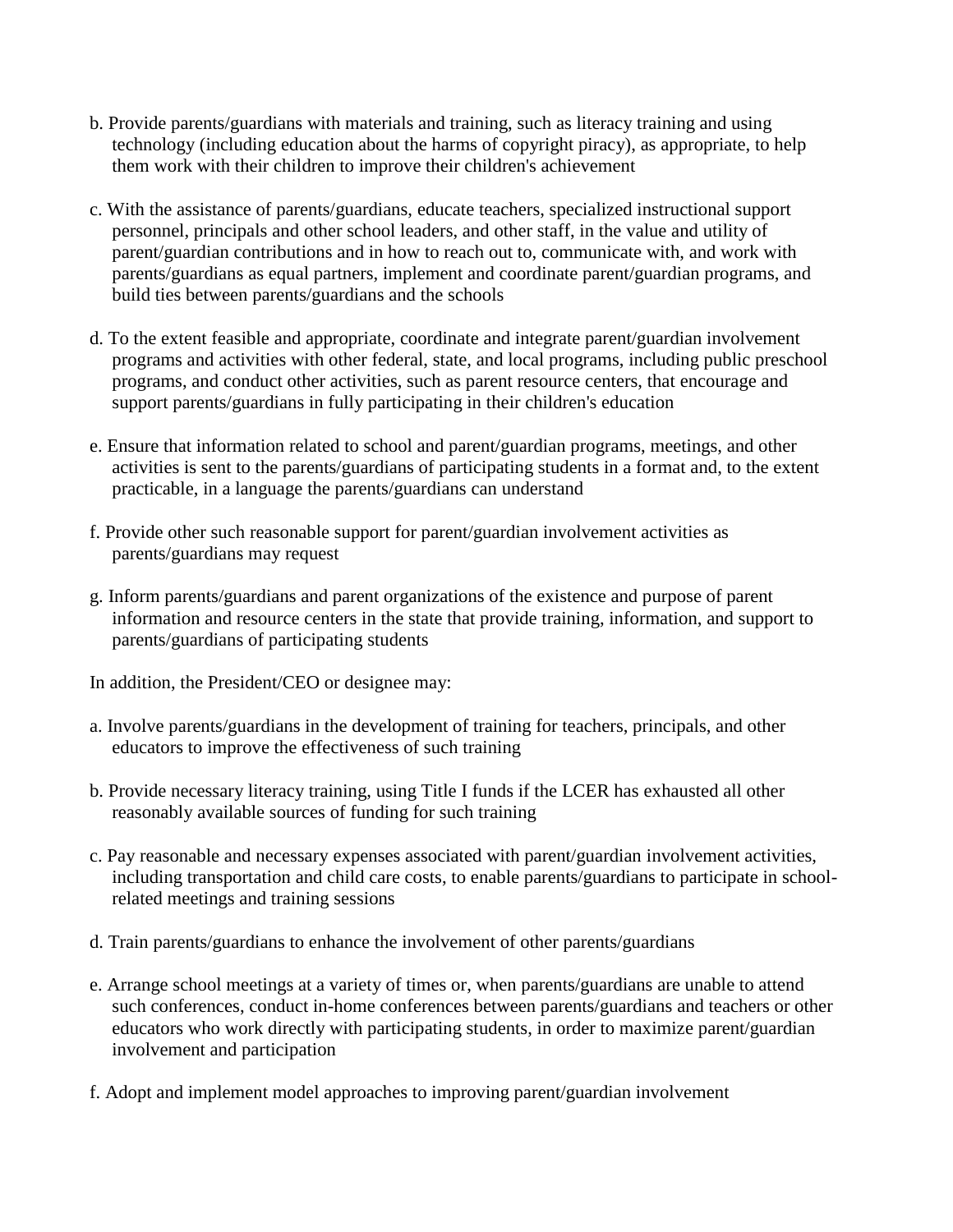b. Provide parents/guardians with materials and training, such as literacy training and using technology (including education about the harms of copyright piracy), as appropriate, to help them work with their children to improve their children's achievement

c. With the assistance of parents/guardians, educate teachers, specialized instructional support personnel, principals and other school leaders, and other staff, in the value and utility of parent/guardian contributions and in how to reach out to, communicate with, and work with parents/guardians as equal partners, implement and coordinate parent/guardian programs, and build ties between parents/guardians and the schools

d. To the extent feasible and appropriate, coordinate and integrate parent/guardian involvement programs and activities with other federal, state, and local programs, including public preschool programs, and conduct other activities, such as parent resource centers, that encourage and support parents/guardians in fully participating in their children's education

e. Ensure that information related to school and parent/guardian programs, meetings, and other activities is sent to the parents/guardians of participating students in a format and, to the extent practicable, in a language the parents/guardians can understand

f. Provide other such reasonable support for parent/guardian involvement activities as parents/guardians may request

g. Inform parents/guardians and parent organizations of the existence and purpose of parent information and resource centers in the state that provide training, information, and support to parents/guardians of participating students

In addition, the President/CEO or designee may:

a. Involve parents/guardians in the development of training for teachers, principals, and other educators to improve the effectiveness of such training

b. Provide necessary literacy training, using Title I funds if the LCER has exhausted all other reasonably available sources of funding for such training

c. Pay reasonable and necessary expenses associated with parent/guardian involvement activities, including transportation and child care costs, to enable parents/guardians to participate in school-related meetings and training sessions

d. Train parents/guardians to enhance the involvement of other parents/guardians

e. Arrange school meetings at a variety of times or, when parents/guardians are unable to attend such conferences, conduct in-home conferences between parents/guardians and teachers or other educators who work directly with participating students, in order to maximize parent/guardian involvement and participation

f. Adopt and implement model approaches to improving parent/guardian involvement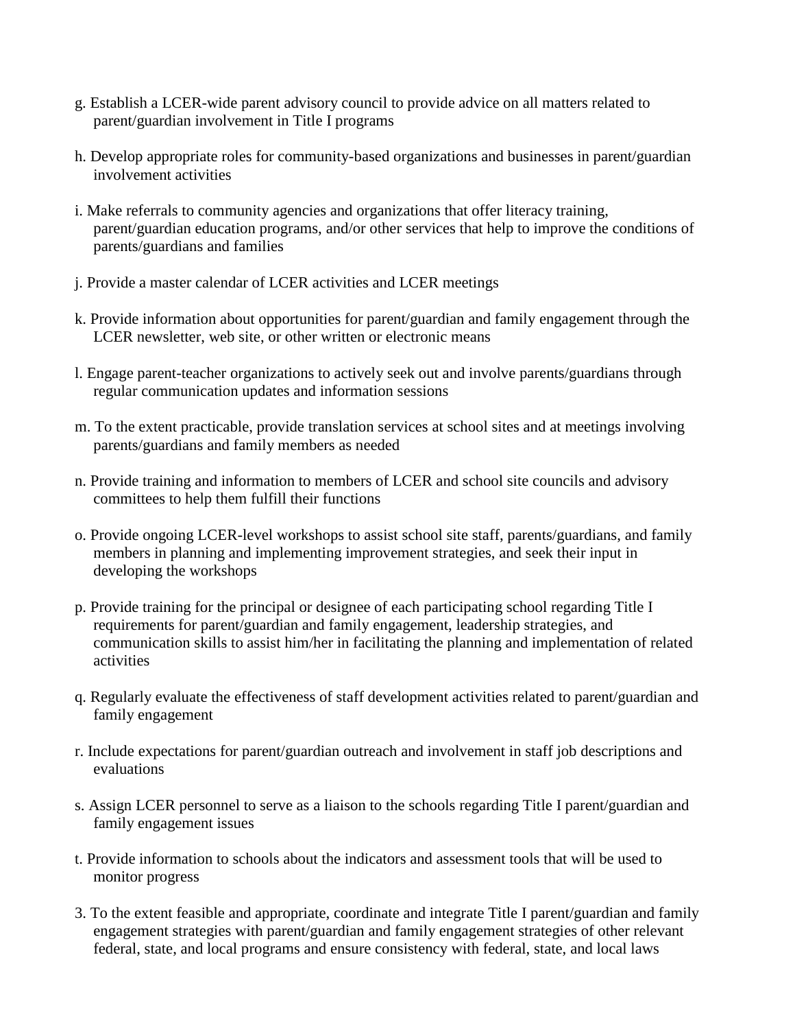g. Establish a LCER-wide parent advisory council to provide advice on all matters related to parent/guardian involvement in Title I programs

h. Develop appropriate roles for community-based organizations and businesses in parent/guardian involvement activities

i. Make referrals to community agencies and organizations that offer literacy training, parent/guardian education programs, and/or other services that help to improve the conditions of parents/guardians and families

j. Provide a master calendar of LCER activities and LCER meetings

k. Provide information about opportunities for parent/guardian and family engagement through the LCER newsletter, web site, or other written or electronic means

l. Engage parent-teacher organizations to actively seek out and involve parents/guardians through regular communication updates and information sessions

m. To the extent practicable, provide translation services at school sites and at meetings involving parents/guardians and family members as needed

n. Provide training and information to members of LCER and school site councils and advisory committees to help them fulfill their functions

o. Provide ongoing LCER-level workshops to assist school site staff, parents/guardians, and family members in planning and implementing improvement strategies, and seek their input in developing the workshops

p. Provide training for the principal or designee of each participating school regarding Title I requirements for parent/guardian and family engagement, leadership strategies, and communication skills to assist him/her in facilitating the planning and implementation of related activities

q. Regularly evaluate the effectiveness of staff development activities related to parent/guardian and family engagement

r. Include expectations for parent/guardian outreach and involvement in staff job descriptions and evaluations

s. Assign LCER personnel to serve as a liaison to the schools regarding Title I parent/guardian and family engagement issues

t. Provide information to schools about the indicators and assessment tools that will be used to monitor progress

3. To the extent feasible and appropriate, coordinate and integrate Title I parent/guardian and family engagement strategies with parent/guardian and family engagement strategies of other relevant federal, state, and local programs and ensure consistency with federal, state, and local laws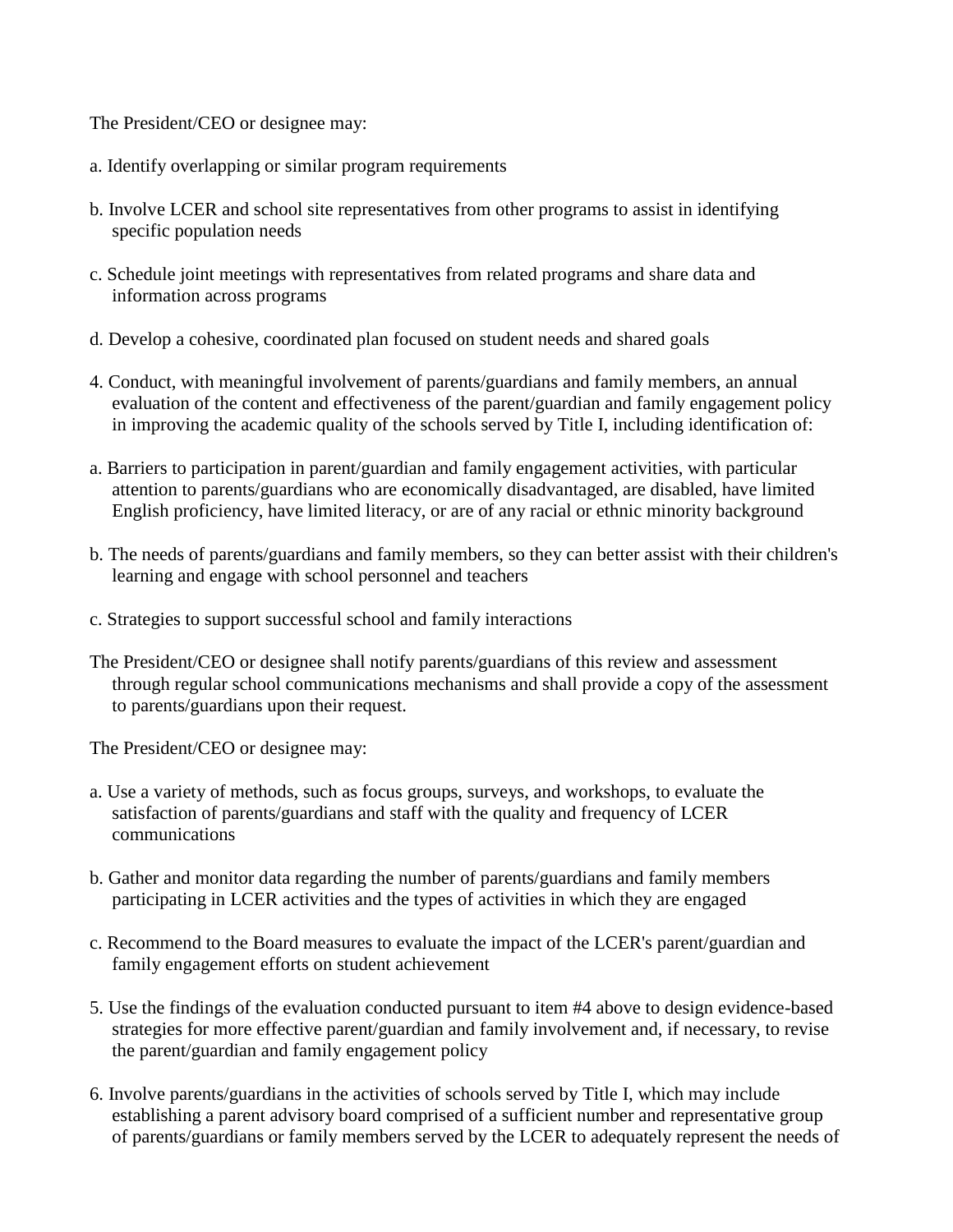The President/CEO or designee may:

a. Identify overlapping or similar program requirements

b. Involve LCER and school site representatives from other programs to assist in identifying specific population needs

c. Schedule joint meetings with representatives from related programs and share data and information across programs

d. Develop a cohesive, coordinated plan focused on student needs and shared goals

4. Conduct, with meaningful involvement of parents/guardians and family members, an annual evaluation of the content and effectiveness of the parent/guardian and family engagement policy in improving the academic quality of the schools served by Title I, including identification of:

a. Barriers to participation in parent/guardian and family engagement activities, with particular attention to parents/guardians who are economically disadvantaged, are disabled, have limited English proficiency, have limited literacy, or are of any racial or ethnic minority background

b. The needs of parents/guardians and family members, so they can better assist with their children's learning and engage with school personnel and teachers

c. Strategies to support successful school and family interactions

The President/CEO or designee shall notify parents/guardians of this review and assessment through regular school communications mechanisms and shall provide a copy of the assessment to parents/guardians upon their request.

The President/CEO or designee may:

a. Use a variety of methods, such as focus groups, surveys, and workshops, to evaluate the satisfaction of parents/guardians and staff with the quality and frequency of LCER communications

b. Gather and monitor data regarding the number of parents/guardians and family members participating in LCER activities and the types of activities in which they are engaged

c. Recommend to the Board measures to evaluate the impact of the LCER's parent/guardian and family engagement efforts on student achievement

5. Use the findings of the evaluation conducted pursuant to item #4 above to design evidence-based strategies for more effective parent/guardian and family involvement and, if necessary, to revise the parent/guardian and family engagement policy

6. Involve parents/guardians in the activities of schools served by Title I, which may include establishing a parent advisory board comprised of a sufficient number and representative group of parents/guardians or family members served by the LCER to adequately represent the needs of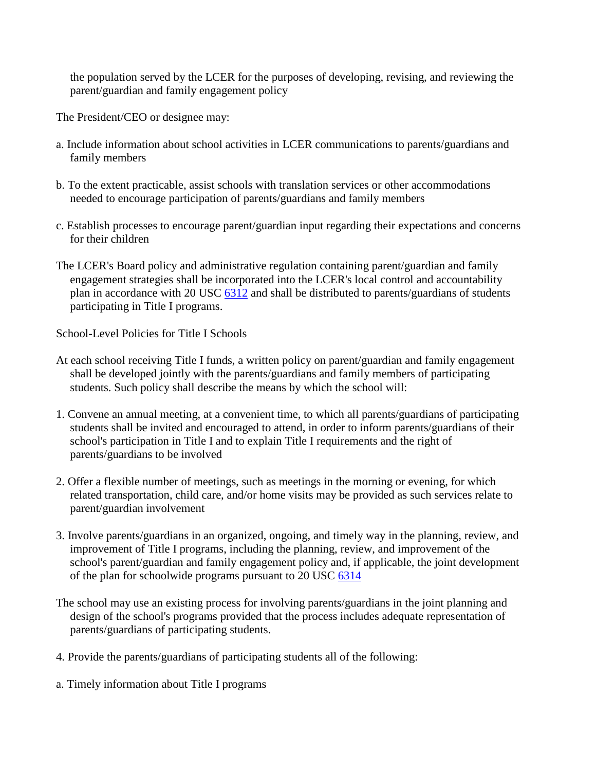the population served by the LCER for the purposes of developing, revising, and reviewing the parent/guardian and family engagement policy

The President/CEO or designee may:

a. Include information about school activities in LCER communications to parents/guardians and family members

b. To the extent practicable, assist schools with translation services or other accommodations needed to encourage participation of parents/guardians and family members

c. Establish processes to encourage parent/guardian input regarding their expectations and concerns for their children

The LCER's Board policy and administrative regulation containing parent/guardian and family engagement strategies shall be incorporated into the LCER's local control and accountability plan in accordance with 20 USC 6312 and shall be distributed to parents/guardians of students participating in Title I programs.

School-Level Policies for Title I Schools

At each school receiving Title I funds, a written policy on parent/guardian and family engagement shall be developed jointly with the parents/guardians and family members of participating students. Such policy shall describe the means by which the school will:

1. Convene an annual meeting, at a convenient time, to which all parents/guardians of participating students shall be invited and encouraged to attend, in order to inform parents/guardians of their school's participation in Title I and to explain Title I requirements and the right of parents/guardians to be involved

2. Offer a flexible number of meetings, such as meetings in the morning or evening, for which related transportation, child care, and/or home visits may be provided as such services relate to parent/guardian involvement

3. Involve parents/guardians in an organized, ongoing, and timely way in the planning, review, and improvement of Title I programs, including the planning, review, and improvement of the school's parent/guardian and family engagement policy and, if applicable, the joint development of the plan for schoolwide programs pursuant to 20 USC 6314

The school may use an existing process for involving parents/guardians in the joint planning and design of the school's programs provided that the process includes adequate representation of parents/guardians of participating students.

4. Provide the parents/guardians of participating students all of the following:

a. Timely information about Title I programs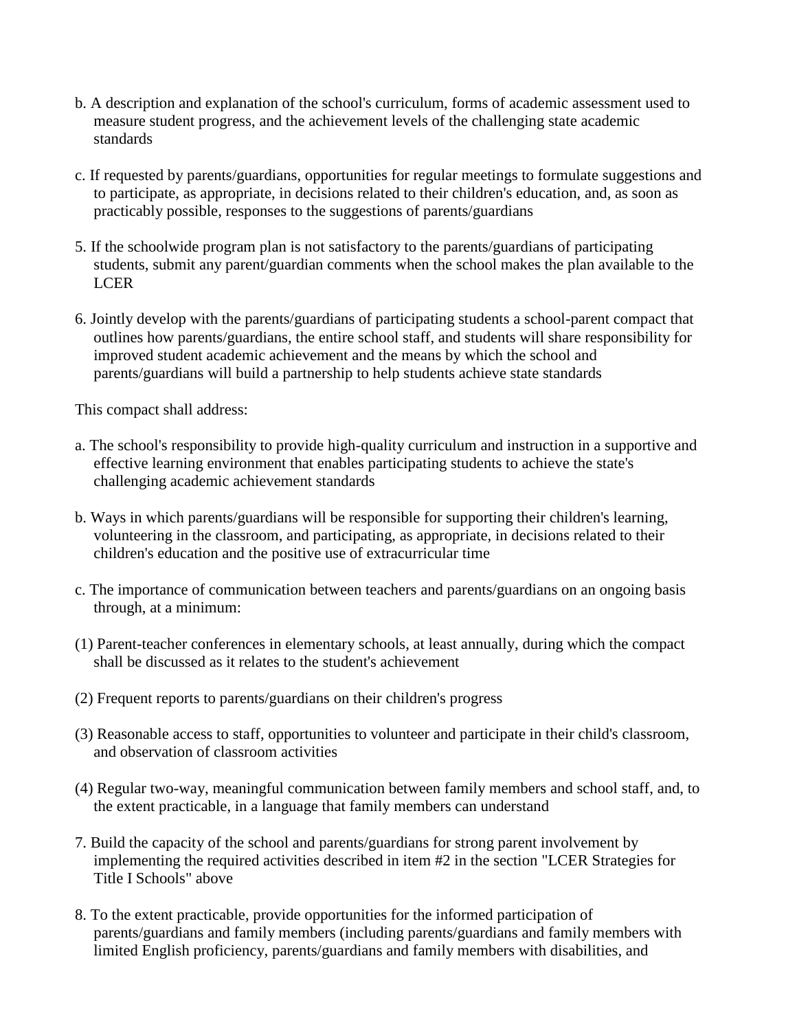b. A description and explanation of the school's curriculum, forms of academic assessment used to measure student progress, and the achievement levels of the challenging state academic standards

c. If requested by parents/guardians, opportunities for regular meetings to formulate suggestions and to participate, as appropriate, in decisions related to their children's education, and, as soon as practicably possible, responses to the suggestions of parents/guardians

5. If the schoolwide program plan is not satisfactory to the parents/guardians of participating students, submit any parent/guardian comments when the school makes the plan available to the LCER

6. Jointly develop with the parents/guardians of participating students a school-parent compact that outlines how parents/guardians, the entire school staff, and students will share responsibility for improved student academic achievement and the means by which the school and parents/guardians will build a partnership to help students achieve state standards

This compact shall address:

a. The school's responsibility to provide high-quality curriculum and instruction in a supportive and effective learning environment that enables participating students to achieve the state's challenging academic achievement standards

b. Ways in which parents/guardians will be responsible for supporting their children's learning, volunteering in the classroom, and participating, as appropriate, in decisions related to their children's education and the positive use of extracurricular time

c. The importance of communication between teachers and parents/guardians on an ongoing basis through, at a minimum:

(1) Parent-teacher conferences in elementary schools, at least annually, during which the compact shall be discussed as it relates to the student's achievement

(2) Frequent reports to parents/guardians on their children's progress

(3) Reasonable access to staff, opportunities to volunteer and participate in their child's classroom, and observation of classroom activities

(4) Regular two-way, meaningful communication between family members and school staff, and, to the extent practicable, in a language that family members can understand

7. Build the capacity of the school and parents/guardians for strong parent involvement by implementing the required activities described in item #2 in the section "LCER Strategies for Title I Schools" above

8. To the extent practicable, provide opportunities for the informed participation of parents/guardians and family members (including parents/guardians and family members with limited English proficiency, parents/guardians and family members with disabilities, and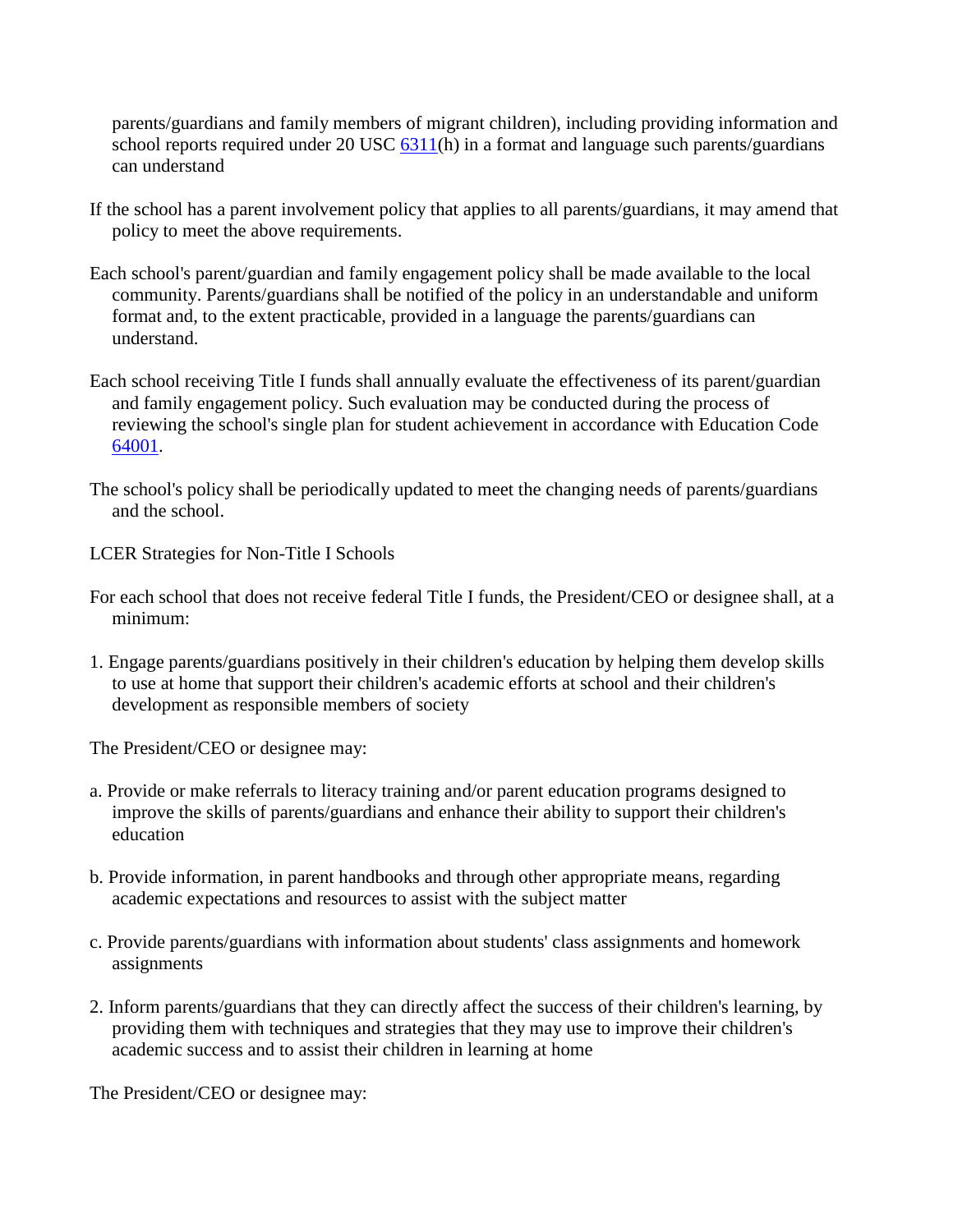parents/guardians and family members of migrant children), including providing information and school reports required under 20 USC 6311(h) in a format and language such parents/guardians can understand

If the school has a parent involvement policy that applies to all parents/guardians, it may amend that policy to meet the above requirements.

Each school's parent/guardian and family engagement policy shall be made available to the local community. Parents/guardians shall be notified of the policy in an understandable and uniform format and, to the extent practicable, provided in a language the parents/guardians can understand.

Each school receiving Title I funds shall annually evaluate the effectiveness of its parent/guardian and family engagement policy. Such evaluation may be conducted during the process of reviewing the school's single plan for student achievement in accordance with Education Code 64001.

The school's policy shall be periodically updated to meet the changing needs of parents/guardians and the school.

LCER Strategies for Non-Title I Schools

For each school that does not receive federal Title I funds, the President/CEO or designee shall, at a minimum:

1. Engage parents/guardians positively in their children's education by helping them develop skills to use at home that support their children's academic efforts at school and their children's development as responsible members of society

The President/CEO or designee may:

a. Provide or make referrals to literacy training and/or parent education programs designed to improve the skills of parents/guardians and enhance their ability to support their children's education

b. Provide information, in parent handbooks and through other appropriate means, regarding academic expectations and resources to assist with the subject matter

c. Provide parents/guardians with information about students' class assignments and homework assignments

2. Inform parents/guardians that they can directly affect the success of their children's learning, by providing them with techniques and strategies that they may use to improve their children's academic success and to assist their children in learning at home

The President/CEO or designee may: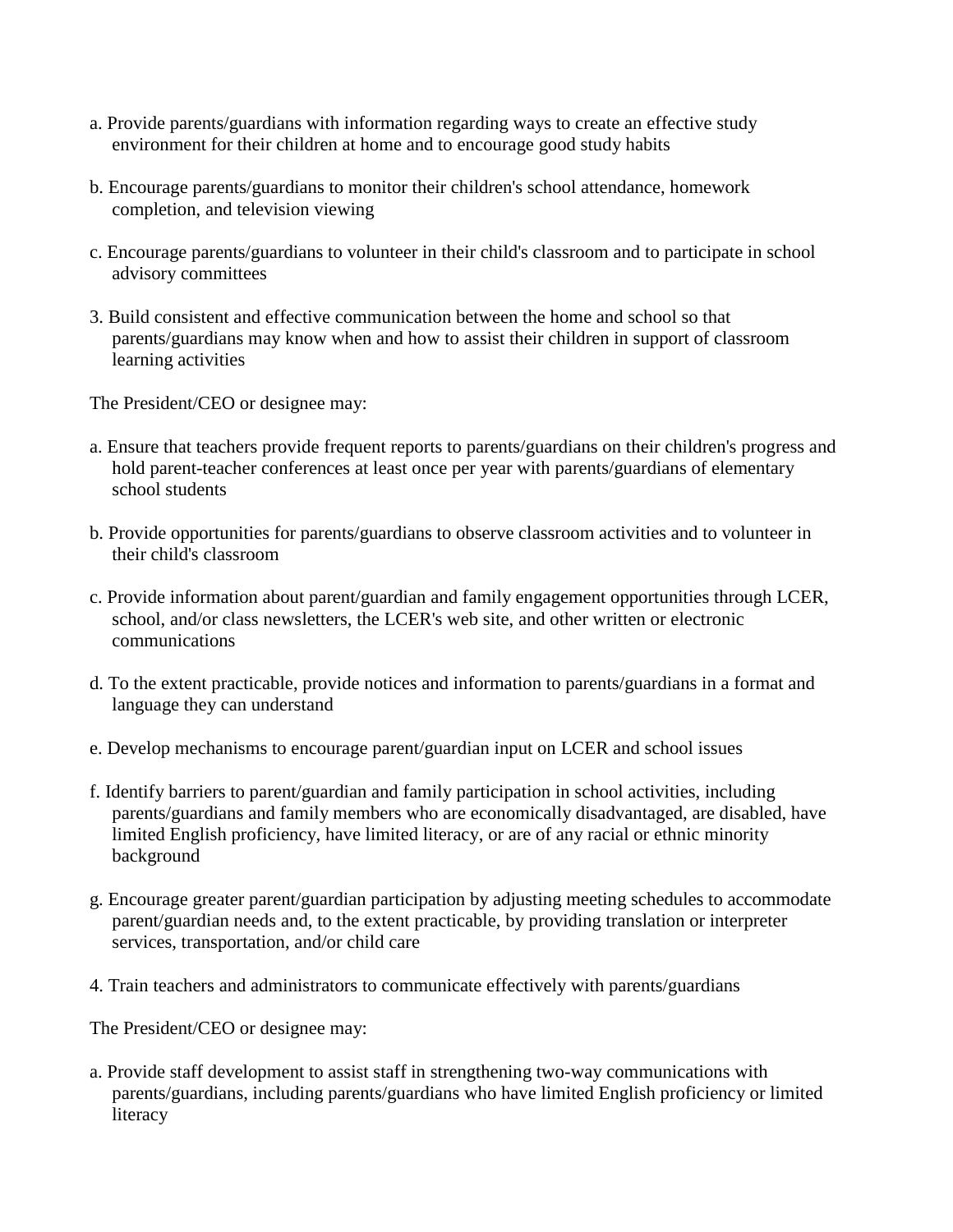a. Provide parents/guardians with information regarding ways to create an effective study environment for their children at home and to encourage good study habits

b. Encourage parents/guardians to monitor their children's school attendance, homework completion, and television viewing

c. Encourage parents/guardians to volunteer in their child's classroom and to participate in school advisory committees

3. Build consistent and effective communication between the home and school so that parents/guardians may know when and how to assist their children in support of classroom learning activities

The President/CEO or designee may:

a. Ensure that teachers provide frequent reports to parents/guardians on their children's progress and hold parent-teacher conferences at least once per year with parents/guardians of elementary school students

b. Provide opportunities for parents/guardians to observe classroom activities and to volunteer in their child's classroom

c. Provide information about parent/guardian and family engagement opportunities through LCER, school, and/or class newsletters, the LCER's web site, and other written or electronic communications

d. To the extent practicable, provide notices and information to parents/guardians in a format and language they can understand

e. Develop mechanisms to encourage parent/guardian input on LCER and school issues

f. Identify barriers to parent/guardian and family participation in school activities, including parents/guardians and family members who are economically disadvantaged, are disabled, have limited English proficiency, have limited literacy, or are of any racial or ethnic minority background

g. Encourage greater parent/guardian participation by adjusting meeting schedules to accommodate parent/guardian needs and, to the extent practicable, by providing translation or interpreter services, transportation, and/or child care

4. Train teachers and administrators to communicate effectively with parents/guardians

The President/CEO or designee may:

a. Provide staff development to assist staff in strengthening two-way communications with parents/guardians, including parents/guardians who have limited English proficiency or limited literacy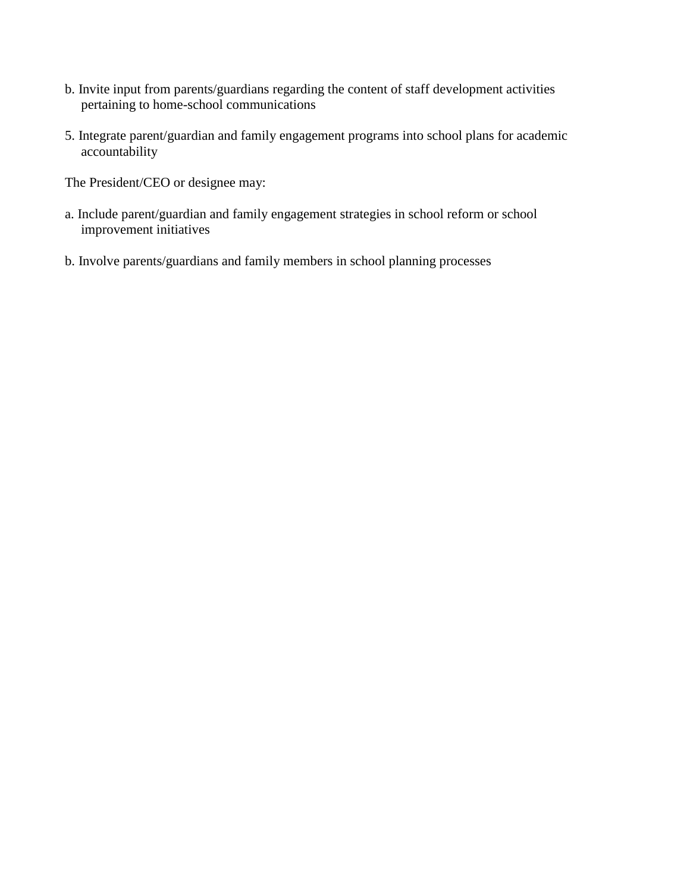b. Invite input from parents/guardians regarding the content of staff development activities pertaining to home-school communications

5. Integrate parent/guardian and family engagement programs into school plans for academic accountability

The President/CEO or designee may:

a. Include parent/guardian and family engagement strategies in school reform or school improvement initiatives

b. Involve parents/guardians and family members in school planning processes